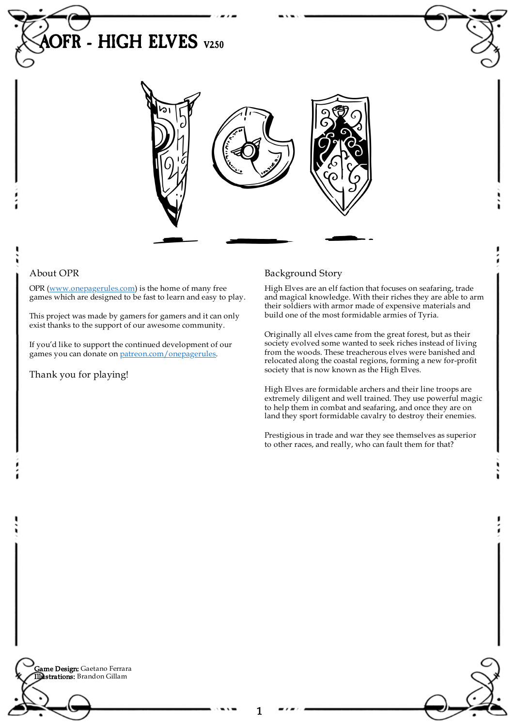# AOFR - HIGH ELVES V2.50

## About OPR

OPR (www.onepagerules.com) is the home of many free games which are designed to be fast to learn and easy to play.

This project was made by gamers for gamers and it can only exist thanks to the support of our awesome community.

If you'd like to support the continued development of our games you can donate on patreon.com/onepagerules.

Thank you for playing!

## Background Story

High Elves are an elf faction that focuses on seafaring, trade and magical knowledge. With their riches they are able to arm their soldiers with armor made of expensive materials and build one of the most formidable armies of Tyria.

Originally all elves came from the great forest, but as their society evolved some wanted to seek riches instead of living from the woods. These treacherous elves were banished and relocated along the coastal regions, forming a new for-profit society that is now known as the High Elves.

High Elves are formidable archers and their line troops are extremely diligent and well trained. They use powerful magic to help them in combat and seafaring, and once they are on land they sport formidable cavalry to destroy their enemies.

Prestigious in trade and war they see themselves as superior to other races, and really, who can fault them for that?

**Game Design:** Gaetano Ferrara
**Illustrations:** Brandon Gillam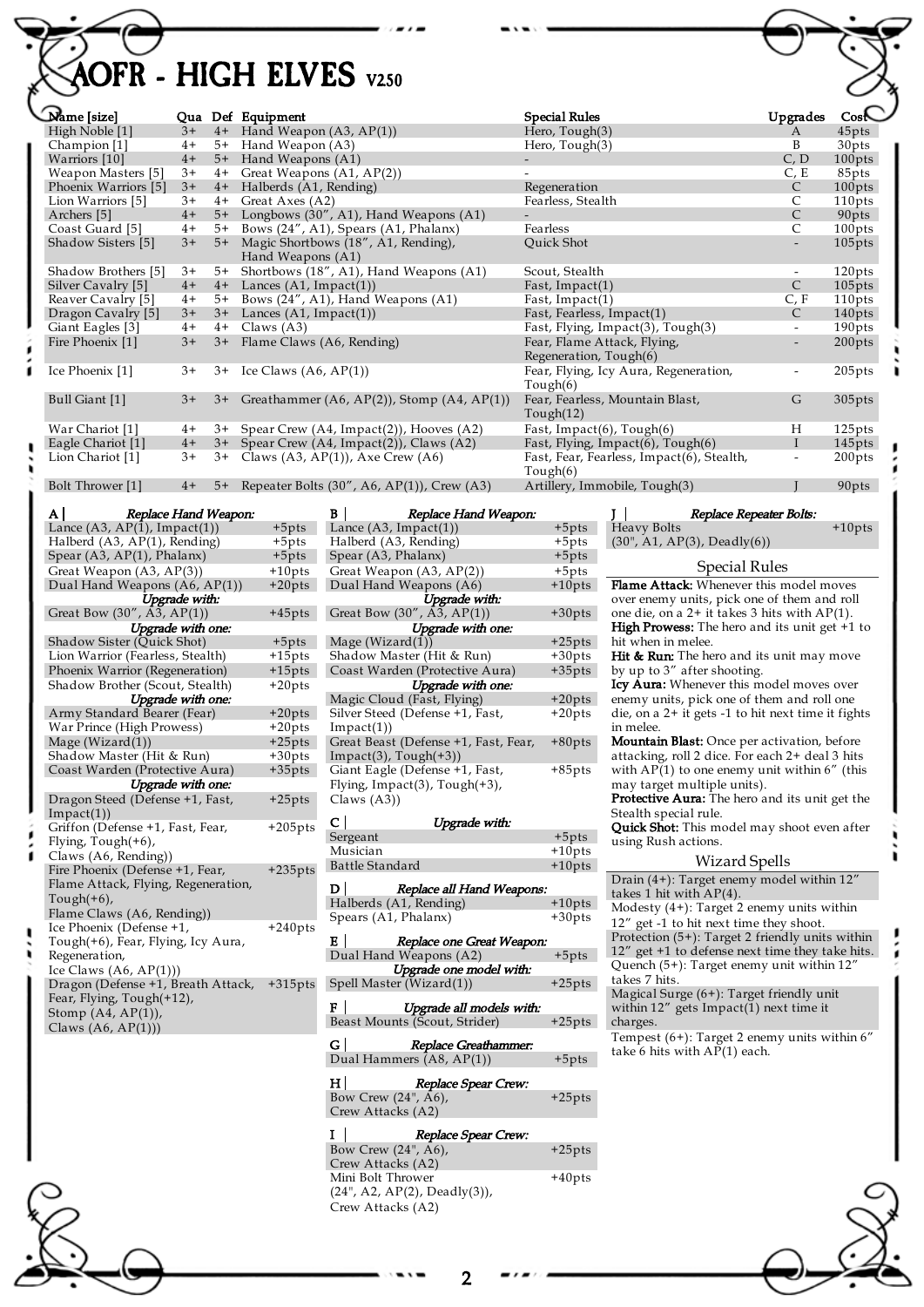# AOFR - HIGH ELVES v2.50

| Name [size] | Qua | Def | Equipment | Special Rules | Upgrades | Cost |
|---|---|---|---|---|---|---|
| High Noble [1] | 3+ | 4+ | Hand Weapon (A3, AP(1)) | Hero, Tough(3) | A | 45pts |
| Champion [1] | 4+ | 5+ | Hand Weapon (A3) | Hero, Tough(3) | B | 30pts |
| Warriors [10] | 4+ | 5+ | Hand Weapons (A1) | - | C, D | 100pts |
| Weapon Masters [5] | 3+ | 4+ | Great Weapons (A1, AP(2)) | - | C, E | 85pts |
| Phoenix Warriors [5] | 3+ | 4+ | Halberds (A1, Rending) | Regeneration | C | 100pts |
| Lion Warriors [5] | 3+ | 4+ | Great Axes (A2) | Fearless, Stealth | C | 110pts |
| Archers [5] | 4+ | 5+ | Longbows (30", A1), Hand Weapons (A1) | - | C | 90pts |
| Coast Guard [5] | 4+ | 5+ | Bows (24", A1), Spears (A1, Phalanx) | Fearless | C | 100pts |
| Shadow Sisters [5] | 3+ | 5+ | Magic Shortbows (18", A1, Rending), Hand Weapons (A1) | Quick Shot | - | 105pts |
| Shadow Brothers [5] | 3+ | 5+ | Shortbows (18", A1), Hand Weapons (A1) | Scout, Stealth | - | 120pts |
| Silver Cavalry [5] | 4+ | 4+ | Lances (A1, Impact(1)) | Fast, Impact(1) | C | 105pts |
| Reaver Cavalry [5] | 4+ | 5+ | Bows (24", A1), Hand Weapons (A1) | Fast, Impact(1) | C, F | 110pts |
| Dragon Cavalry [5] | 3+ | 3+ | Lances (A1, Impact(1)) | Fast, Fearless, Impact(1) | C | 140pts |
| Giant Eagles [3] | 4+ | 4+ | Claws (A3) | Fast, Flying, Impact(3), Tough(3) | - | 190pts |
| Fire Phoenix [1] | 3+ | 3+ | Flame Claws (A6, Rending) | Fear, Flame Attack, Flying, Regeneration, Tough(6) | - | 200pts |
| Ice Phoenix [1] | 3+ | 3+ | Ice Claws (A6, AP(1)) | Fear, Flying, Icy Aura, Regeneration, Tough(6) | - | 205pts |
| Bull Giant [1] | 3+ | 3+ | Greathammer (A6, AP(2)), Stomp (A4, AP(1)) | Fear, Fearless, Mountain Blast, Tough(12) | G | 305pts |
| War Chariot [1] | 4+ | 3+ | Spear Crew (A4, Impact(2)), Hooves (A2) | Fast, Impact(6), Tough(6) | H | 125pts |
| Eagle Chariot [1] | 4+ | 3+ | Spear Crew (A4, Impact(2)), Claws (A2) | Fast, Flying, Impact(6), Tough(6) | I | 145pts |
| Lion Chariot [1] | 3+ | 3+ | Claws (A3, AP(1)), Axe Crew (A6) | Fast, Fear, Fearless, Impact(6), Stealth, Tough(6) | - | 200pts |
| Bolt Thrower [1] | 4+ | 5+ | Repeater Bolts (30", A6, AP(1)), Crew (A3) | Artillery, Immobile, Tough(3) | J | 90pts |

| A | *Replace Hand Weapon:* | |
|---|---|---|
| | Lance (A3, AP(1), Impact(1)) | +5pts |
| | Halberd (A3, AP(1), Rending) | +5pts |
| | Spear (A3, AP(1), Phalanx) | +5pts |
| | Great Weapon (A3, AP(3)) | +10pts |
| | Dual Hand Weapons (A6, AP(1)) | +20pts |
| | *Upgrade with:* | |
| | Great Bow (30", A3, AP(1)) | +45pts |
| | *Upgrade with one:* | |
| | Shadow Sister (Quick Shot) | +5pts |
| | Lion Warrior (Fearless, Stealth) | +15pts |
| | Phoenix Warrior (Regeneration) | +15pts |
| | Shadow Brother (Scout, Stealth) | +20pts |
| | *Upgrade with one:* | |
| | Army Standard Bearer (Fear) | +20pts |
| | War Prince (High Prowess) | +20pts |
| | Mage (Wizard(1)) | +25pts |
| | Shadow Master (Hit & Run) | +30pts |
| | Coast Warden (Protective Aura) | +35pts |
| | *Upgrade with one:* | |
| | Dragon Steed (Defense +1, Fast, Impact(1)) | +25pts |
| | Griffon (Defense +1, Fast, Fear, Flying, Tough(+6), Claws (A6, Rending)) | +205pts |
| | Fire Phoenix (Defense +1, Fear, Flame Attack, Flying, Regeneration, Tough(+6), Flame Claws (A6, Rending)) | +235pts |
| | Ice Phoenix (Defense +1, Tough(+6), Fear, Flying, Icy Aura, Regeneration, Ice Claws (A6, AP(1))) | +240pts |
| | Dragon (Defense +1, Breath Attack, Fear, Flying, Tough(+12), Stomp (A4, AP(1)), Claws (A6, AP(1))) | +315pts |

| B | *Replace Hand Weapon:* | |
|---|---|---|
| | Lance (A3, Impact(1)) | +5pts |
| | Halberd (A3, Rending) | +5pts |
| | Spear (A3, Phalanx) | +5pts |
| | Great Weapon (A3, AP(2)) | +5pts |
| | Dual Hand Weapons (A6) | +10pts |
| | *Upgrade with:* | |
| | Great Bow (30", A3, AP(1)) | +30pts |
| | *Upgrade with one:* | |
| | Mage (Wizard(1)) | +25pts |
| | Shadow Master (Hit & Run) | +30pts |
| | Coast Warden (Protective Aura) | +35pts |
| | *Upgrade with one:* | |
| | Magic Cloud (Fast, Flying) | +20pts |
| | Silver Steed (Defense +1, Fast, Impact(1)) | +20pts |
| | Great Beast (Defense +1, Fast, Fear, Impact(3), Tough(+3)) | +80pts |
| | Giant Eagle (Defense +1, Fast, Flying, Impact(3), Tough(+3), Claws (A3)) | +85pts |

| C | *Upgrade with:* | |
|---|---|---|
| | Sergeant | +5pts |
| | Musician | +10pts |
| | Battle Standard | +10pts |

| D | *Replace all Hand Weapons:* | |
|---|---|---|
| | Halberds (A1, Rending) | +10pts |
| | Spears (A1, Phalanx) | +30pts |

| E | *Replace one Great Weapon:* | |
|---|---|---|
| | Dual Hand Weapons (A2) | +5pts |
| | *Upgrade one model with:* | |
| | Spell Master (Wizard(1)) | +25pts |

| F | *Upgrade all models with:* | |
|---|---|---|
| | Beast Mounts (Scout, Strider) | +25pts |

| G | *Replace Greathammer:* | |
|---|---|---|
| | Dual Hammers (A8, AP(1)) | +5pts |

| H | *Replace Spear Crew:* | |
|---|---|---|
| | Bow Crew (24", A6), Crew Attacks (A2) | +25pts |

| I | *Replace Spear Crew:* | |
|---|---|---|
| | Bow Crew (24", A6), Crew Attacks (A2) | +25pts |
| | Mini Bolt Thrower (24", A2, AP(2), Deadly(3)), Crew Attacks (A2) | +40pts |

| J | *Replace Repeater Bolts:* | |
|---|---|---|
| | Heavy Bolts (30", A1, AP(3), Deadly(6)) | +10pts |

## Special Rules

**Flame Attack:** Whenever this model moves over enemy units, pick one of them and roll one die, on a 2+ it takes 3 hits with AP(1).

**High Prowess:** The hero and its unit get +1 to hit when in melee.

**Hit & Run:** The hero and its unit may move by up to 3" after shooting.

**Icy Aura:** Whenever this model moves over enemy units, pick one of them and roll one die, on a 2+ it gets -1 to hit next time it fights in melee.

**Mountain Blast:** Once per activation, before attacking, roll 2 dice. For each 2+ deal 3 hits with AP(1) to one enemy unit within 6" (this may target multiple units).

**Protective Aura:** The hero and its unit get the Stealth special rule.

**Quick Shot:** This model may shoot even after using Rush actions.

## Wizard Spells

Drain (4+): Target enemy model within 12" takes 1 hit with AP(4).

Modesty (4+): Target 2 enemy units within 12" get -1 to hit next time they shoot.

Protection (5+): Target 2 friendly units within 12" get +1 to defense next time they take hits.

Quench (5+): Target enemy unit within 12" takes 7 hits.

Magical Surge (6+): Target friendly unit within 12" gets Impact(1) next time it charges.

Tempest (6+): Target 2 enemy units within 6" take 6 hits with AP(1) each.